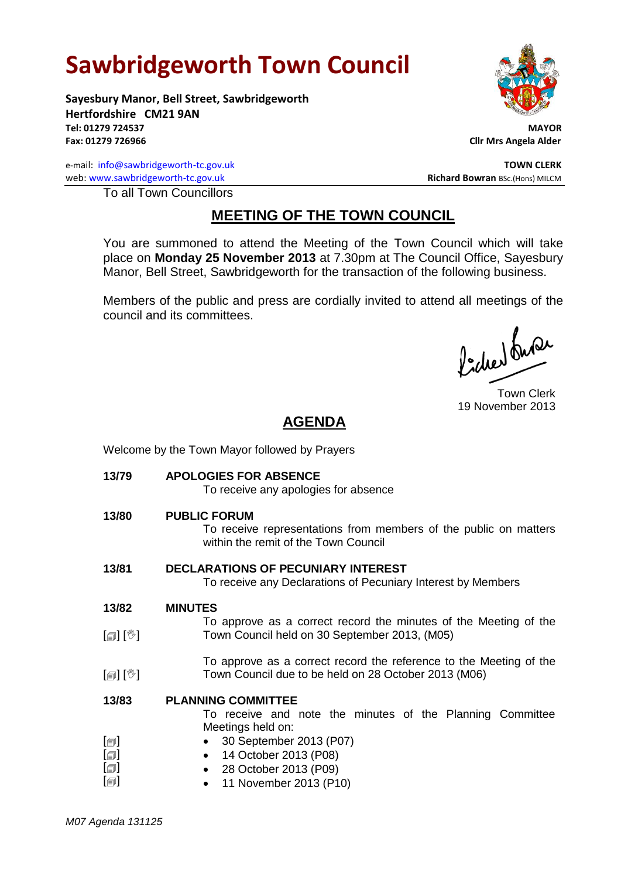# Sawbridgeworth Town Council

**Sayesbury Manor, Bell Street, Sawbridgeworth**
**Hertfordshire CM21 9AN**
**Tel: 01279 724537**
**Fax: 01279 726966**

**MAYOR**
**Cllr Mrs Angela Alder**

e-mail: info@sawbridgeworth-tc.gov.uk
web: www.sawbridgeworth-tc.gov.uk

**TOWN CLERK**
**Richard Bowran** BSc.(Hons) MILCM

To all Town Councillors

## MEETING OF THE TOWN COUNCIL

You are summoned to attend the Meeting of the Town Council which will take place on **Monday 25 November 2013** at 7.30pm at The Council Office, Sayesbury Manor, Bell Street, Sawbridgeworth for the transaction of the following business.

Members of the public and press are cordially invited to attend all meetings of the council and its committees.

Town Clerk
19 November 2013

## AGENDA

Welcome by the Town Mayor followed by Prayers

**13/79 APOLOGIES FOR ABSENCE**

To receive any apologies for absence

**13/80 PUBLIC FORUM**

To receive representations from members of the public on matters within the remit of the Town Council

**13/81 DECLARATIONS OF PECUNIARY INTEREST**

To receive any Declarations of Pecuniary Interest by Members

**13/82 MINUTES**

[🗐] [✋] To approve as a correct record the minutes of the Meeting of the Town Council held on 30 September 2013, (M05)

[🗐] [✋] To approve as a correct record the reference to the Meeting of the Town Council due to be held on 28 October 2013 (M06)

**13/83 PLANNING COMMITTEE**

To receive and note the minutes of the Planning Committee Meetings held on:

- [🗐] 30 September 2013 (P07)
- [🗐] 14 October 2013 (P08)
- [🗐] 28 October 2013 (P09)
- [🗐] 11 November 2013 (P10)

*M07 Agenda 131125*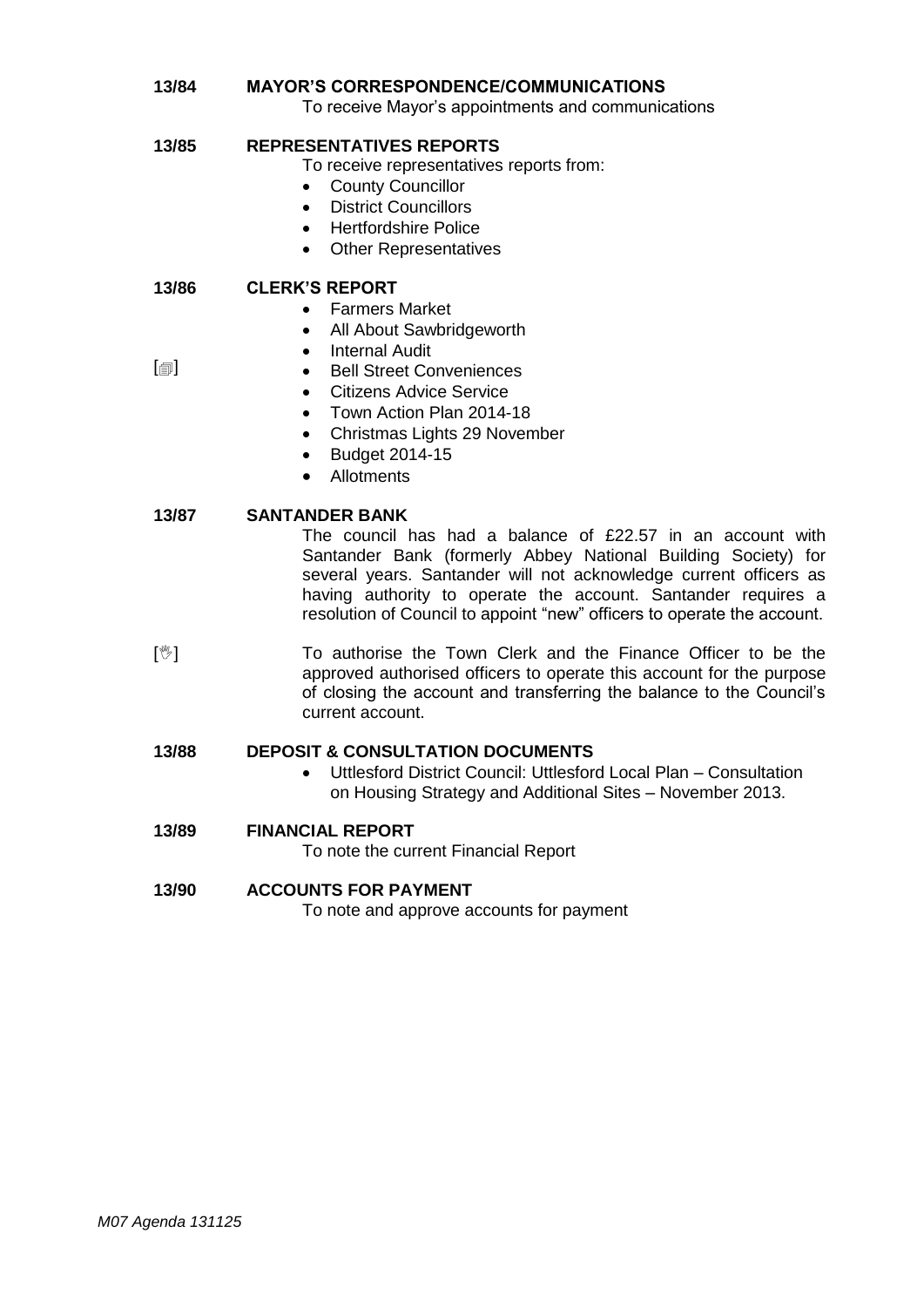**13/84 MAYOR'S CORRESPONDENCE/COMMUNICATIONS**

To receive Mayor's appointments and communications

**13/85 REPRESENTATIVES REPORTS**

To receive representatives reports from:

- County Councillor
- District Councillors
- Hertfordshire Police
- Other Representatives

**13/86 CLERK'S REPORT**

- Farmers Market
- All About Sawbridgeworth
- Internal Audit
- [🗐] Bell Street Conveniences
- Citizens Advice Service
- Town Action Plan 2014-18
- Christmas Lights 29 November
- Budget 2014-15
- Allotments

**13/87 SANTANDER BANK**

The council has had a balance of £22.57 in an account with Santander Bank (formerly Abbey National Building Society) for several years. Santander will not acknowledge current officers as having authority to operate the account. Santander requires a resolution of Council to appoint "new" officers to operate the account.

[✋] To authorise the Town Clerk and the Finance Officer to be the approved authorised officers to operate this account for the purpose of closing the account and transferring the balance to the Council's current account.

**13/88 DEPOSIT & CONSULTATION DOCUMENTS**

- Uttlesford District Council: Uttlesford Local Plan – Consultation on Housing Strategy and Additional Sites – November 2013.

**13/89 FINANCIAL REPORT**

To note the current Financial Report

**13/90 ACCOUNTS FOR PAYMENT**

To note and approve accounts for payment